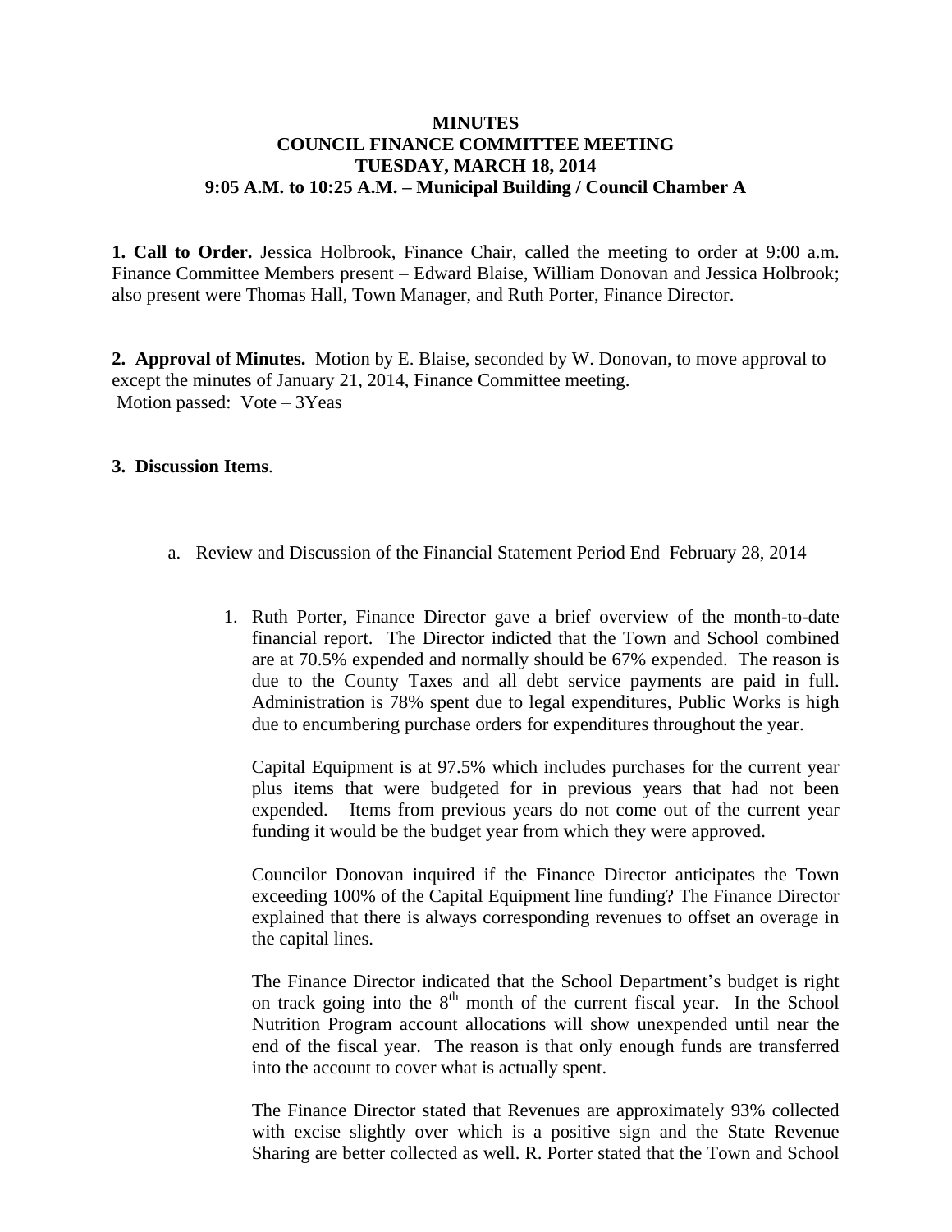# MINUTES
## COUNCIL FINANCE COMMITTEE MEETING
## TUESDAY, MARCH 18, 2014
## 9:05 A.M. to 10:25 A.M. – Municipal Building / Council Chamber A

**1. Call to Order.** Jessica Holbrook, Finance Chair, called the meeting to order at 9:00 a.m. Finance Committee Members present – Edward Blaise, William Donovan and Jessica Holbrook; also present were Thomas Hall, Town Manager, and Ruth Porter, Finance Director.

**2. Approval of Minutes.** Motion by E. Blaise, seconded by W. Donovan, to move approval to except the minutes of January 21, 2014, Finance Committee meeting.
Motion passed: Vote – 3Yeas

**3. Discussion Items**.

a. Review and Discussion of the Financial Statement Period End February 28, 2014

1. Ruth Porter, Finance Director gave a brief overview of the month-to-date financial report. The Director indicted that the Town and School combined are at 70.5% expended and normally should be 67% expended. The reason is due to the County Taxes and all debt service payments are paid in full. Administration is 78% spent due to legal expenditures, Public Works is high due to encumbering purchase orders for expenditures throughout the year.

   Capital Equipment is at 97.5% which includes purchases for the current year plus items that were budgeted for in previous years that had not been expended. Items from previous years do not come out of the current year funding it would be the budget year from which they were approved.

   Councilor Donovan inquired if the Finance Director anticipates the Town exceeding 100% of the Capital Equipment line funding? The Finance Director explained that there is always corresponding revenues to offset an overage in the capital lines.

   The Finance Director indicated that the School Department's budget is right on track going into the 8th month of the current fiscal year. In the School Nutrition Program account allocations will show unexpended until near the end of the fiscal year. The reason is that only enough funds are transferred into the account to cover what is actually spent.

   The Finance Director stated that Revenues are approximately 93% collected with excise slightly over which is a positive sign and the State Revenue Sharing are better collected as well. R. Porter stated that the Town and School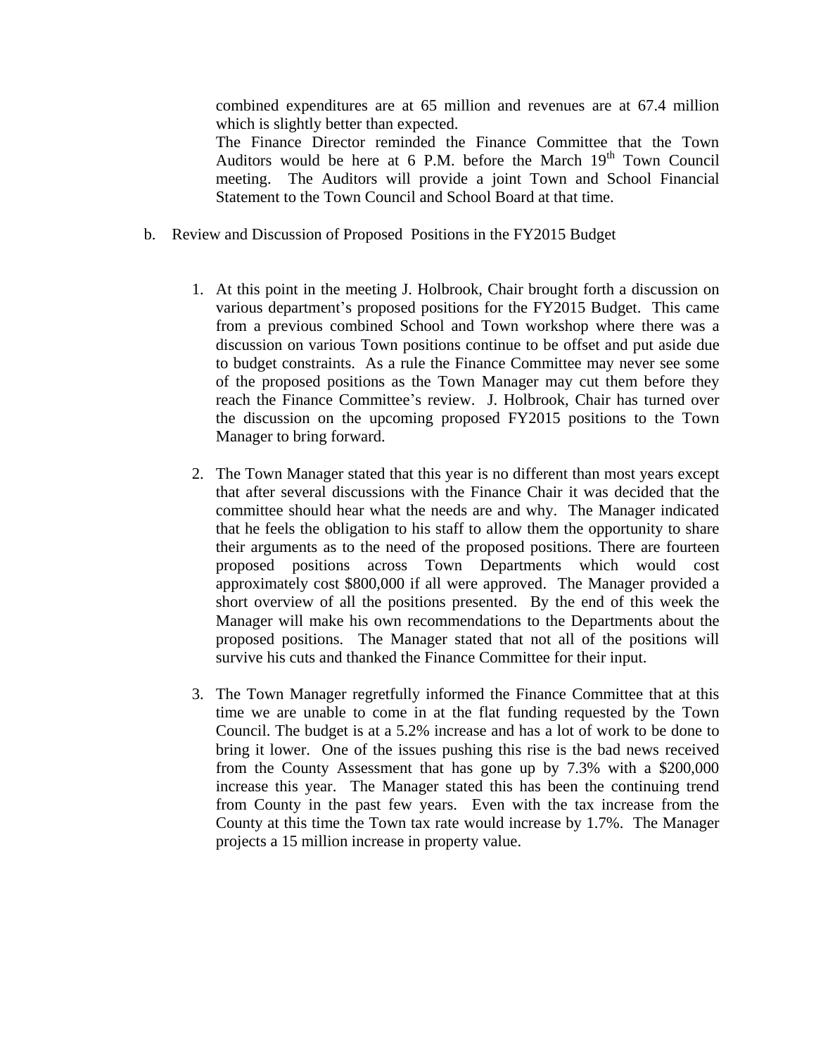combined expenditures are at 65 million and revenues are at 67.4 million which is slightly better than expected.

The Finance Director reminded the Finance Committee that the Town Auditors would be here at 6 P.M. before the March 19th Town Council meeting. The Auditors will provide a joint Town and School Financial Statement to the Town Council and School Board at that time.

b. Review and Discussion of Proposed Positions in the FY2015 Budget

1. At this point in the meeting J. Holbrook, Chair brought forth a discussion on various department's proposed positions for the FY2015 Budget. This came from a previous combined School and Town workshop where there was a discussion on various Town positions continue to be offset and put aside due to budget constraints. As a rule the Finance Committee may never see some of the proposed positions as the Town Manager may cut them before they reach the Finance Committee's review. J. Holbrook, Chair has turned over the discussion on the upcoming proposed FY2015 positions to the Town Manager to bring forward.

2. The Town Manager stated that this year is no different than most years except that after several discussions with the Finance Chair it was decided that the committee should hear what the needs are and why. The Manager indicated that he feels the obligation to his staff to allow them the opportunity to share their arguments as to the need of the proposed positions. There are fourteen proposed positions across Town Departments which would cost approximately cost $800,000 if all were approved. The Manager provided a short overview of all the positions presented. By the end of this week the Manager will make his own recommendations to the Departments about the proposed positions. The Manager stated that not all of the positions will survive his cuts and thanked the Finance Committee for their input.

3. The Town Manager regretfully informed the Finance Committee that at this time we are unable to come in at the flat funding requested by the Town Council. The budget is at a 5.2% increase and has a lot of work to be done to bring it lower. One of the issues pushing this rise is the bad news received from the County Assessment that has gone up by 7.3% with a $200,000 increase this year. The Manager stated this has been the continuing trend from County in the past few years. Even with the tax increase from the County at this time the Town tax rate would increase by 1.7%. The Manager projects a 15 million increase in property value.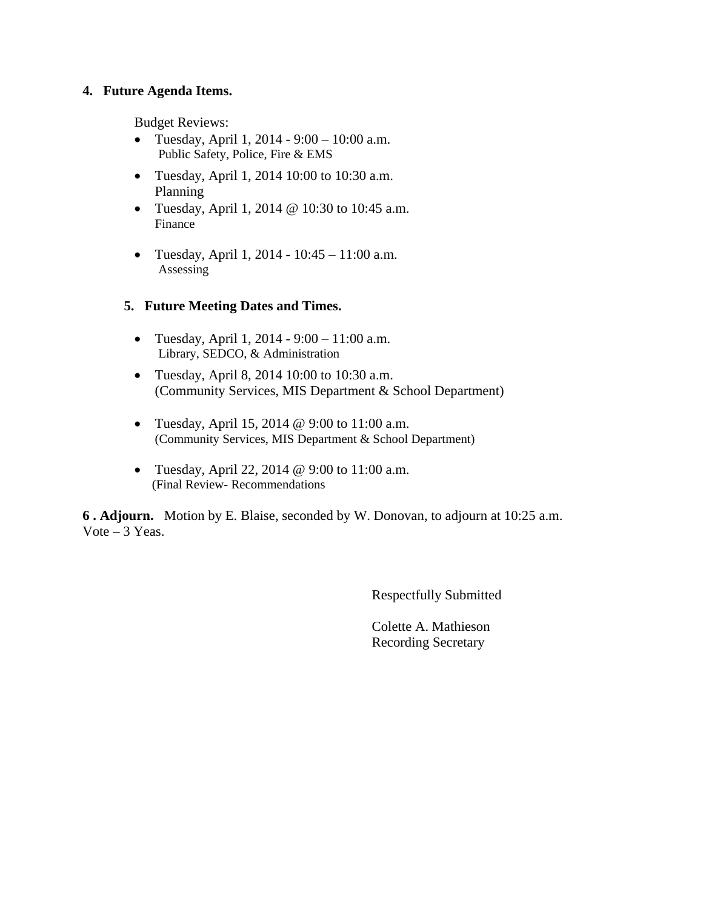**4. Future Agenda Items.**

Budget Reviews:

- Tuesday, April 1, 2014 - 9:00 – 10:00 a.m.
  Public Safety, Police, Fire & EMS
- Tuesday, April 1, 2014 10:00 to 10:30 a.m.
  Planning
- Tuesday, April 1, 2014 @ 10:30 to 10:45 a.m.
  Finance
- Tuesday, April 1, 2014 - 10:45 – 11:00 a.m.
  Assessing

**5. Future Meeting Dates and Times.**

- Tuesday, April 1, 2014 - 9:00 – 11:00 a.m.
  Library, SEDCO, & Administration
- Tuesday, April 8, 2014 10:00 to 10:30 a.m.
  (Community Services, MIS Department & School Department)
- Tuesday, April 15, 2014 @ 9:00 to 11:00 a.m.
  (Community Services, MIS Department & School Department)
- Tuesday, April 22, 2014 @ 9:00 to 11:00 a.m.
  (Final Review- Recommendations

**6 . Adjourn.** Motion by E. Blaise, seconded by W. Donovan, to adjourn at 10:25 a.m.
Vote – 3 Yeas.

Respectfully Submitted

Colette A. Mathieson
Recording Secretary